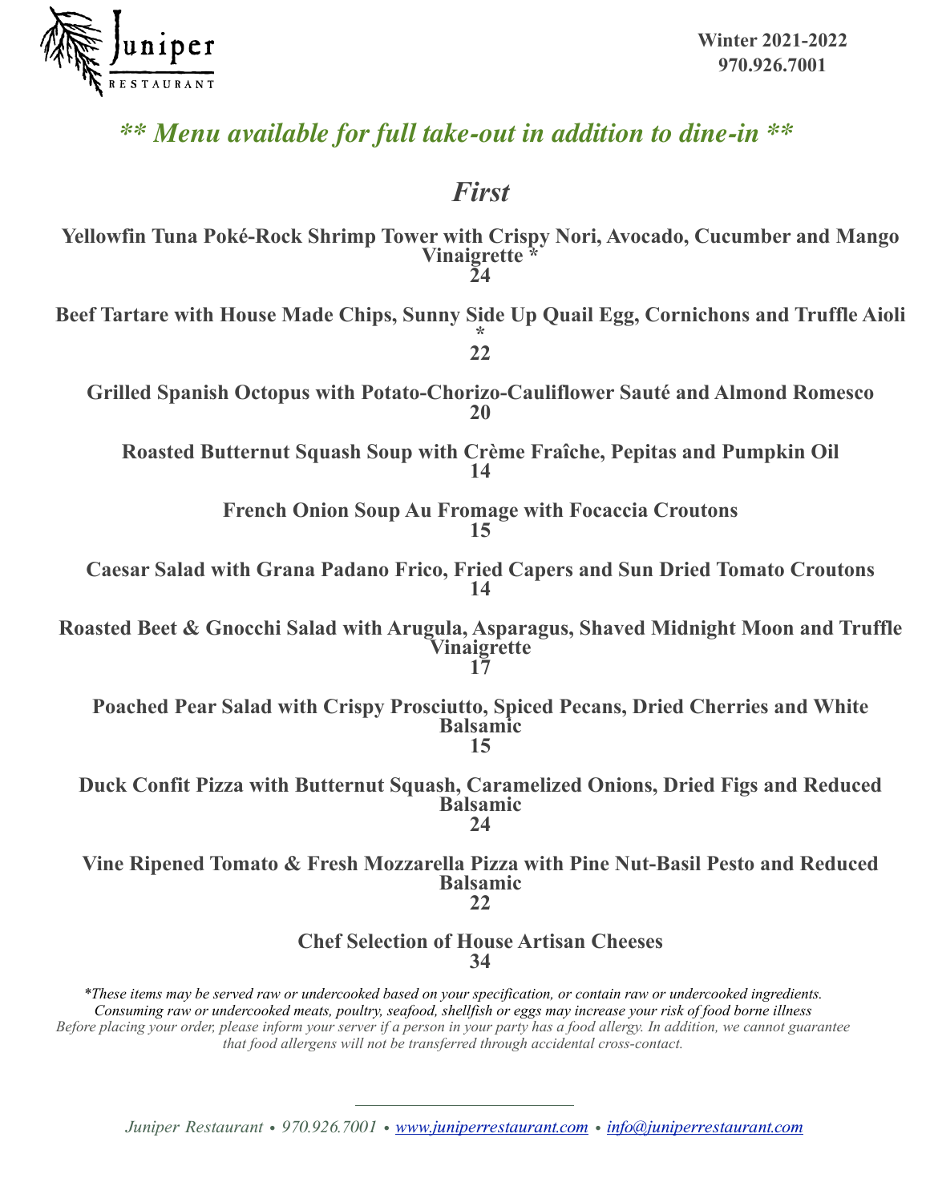# Juniper RESTAURANT

**Winter 2021-2022**
**970.926.7001**

***\*\* Menu available for full take-out in addition to dine-in \*\****

## *First*

**Yellowfin Tuna Poké-Rock Shrimp Tower with Crispy Nori, Avocado, Cucumber and Mango Vinaigrette ***
**24**

**Beef Tartare with House Made Chips, Sunny Side Up Quail Egg, Cornichons and Truffle Aioli ***
**22**

**Grilled Spanish Octopus with Potato-Chorizo-Cauliflower Sauté and Almond Romesco**
**20**

**Roasted Butternut Squash Soup with Crème Fraîche, Pepitas and Pumpkin Oil**
**14**

**French Onion Soup Au Fromage with Focaccia Croutons**
**15**

**Caesar Salad with Grana Padano Frico, Fried Capers and Sun Dried Tomato Croutons**
**14**

**Roasted Beet & Gnocchi Salad with Arugula, Asparagus, Shaved Midnight Moon and Truffle Vinaigrette**
**17**

**Poached Pear Salad with Crispy Prosciutto, Spiced Pecans, Dried Cherries and White Balsamic**
**15**

**Duck Confit Pizza with Butternut Squash, Caramelized Onions, Dried Figs and Reduced Balsamic**
**24**

**Vine Ripened Tomato & Fresh Mozzarella Pizza with Pine Nut-Basil Pesto and Reduced Balsamic**
**22**

**Chef Selection of House Artisan Cheeses**
**34**

*\*These items may be served raw or undercooked based on your specification, or contain raw or undercooked ingredients. Consuming raw or undercooked meats, poultry, seafood, shellfish or eggs may increase your risk of food borne illness*
*Before placing your order, please inform your server if a person in your party has a food allergy. In addition, we cannot guarantee that food allergens will not be transferred through accidental cross-contact.*

---

*Juniper Restaurant • 970.926.7001 • www.juniperrestaurant.com • info@juniperrestaurant.com*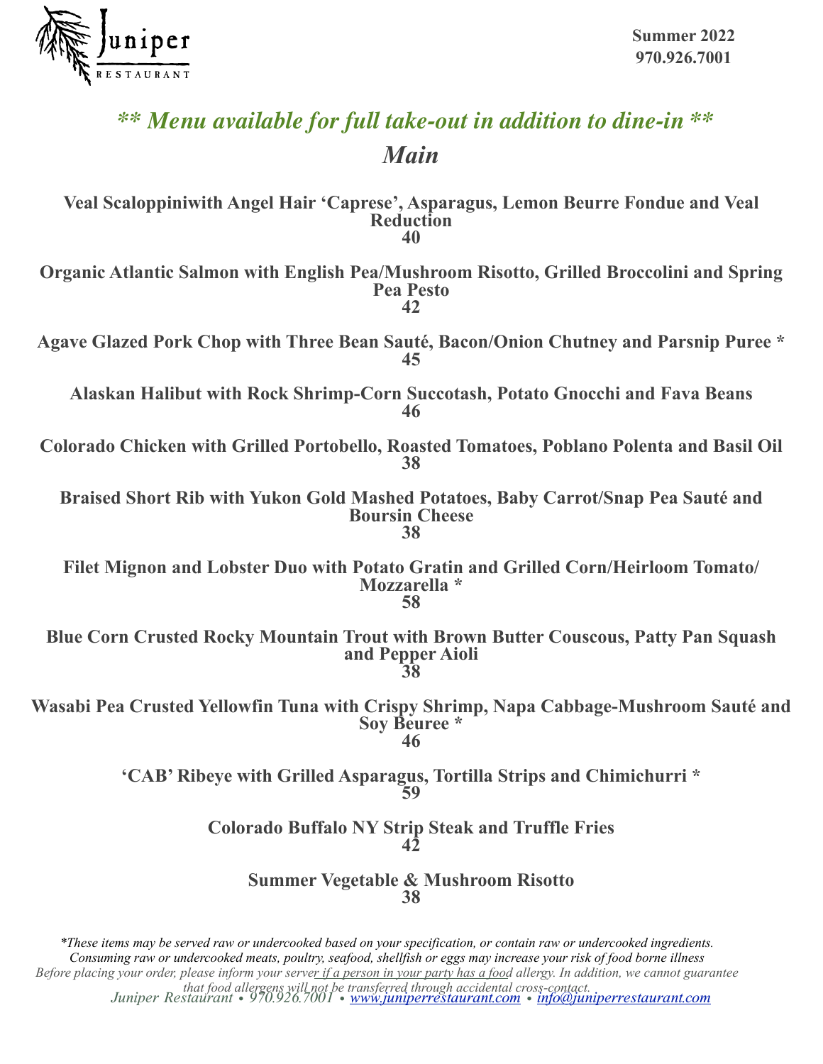Juniper RESTAURANT

**Summer 2022**
**970.926.7001**

*** Menu available for full take-out in addition to dine-in ***

## *Main*

**Veal Scaloppiniwith Angel Hair 'Caprese', Asparagus, Lemon Beurre Fondue and Veal Reduction**
**40**

**Organic Atlantic Salmon with English Pea/Mushroom Risotto, Grilled Broccolini and Spring Pea Pesto**
**42**

**Agave Glazed Pork Chop with Three Bean Sauté, Bacon/Onion Chutney and Parsnip Puree ***
**45**

**Alaskan Halibut with Rock Shrimp-Corn Succotash, Potato Gnocchi and Fava Beans**
**46**

**Colorado Chicken with Grilled Portobello, Roasted Tomatoes, Poblano Polenta and Basil Oil**
**38**

**Braised Short Rib with Yukon Gold Mashed Potatoes, Baby Carrot/Snap Pea Sauté and Boursin Cheese**
**38**

**Filet Mignon and Lobster Duo with Potato Gratin and Grilled Corn/Heirloom Tomato/ Mozzarella ***
**58**

**Blue Corn Crusted Rocky Mountain Trout with Brown Butter Couscous, Patty Pan Squash and Pepper Aioli**
**38**

**Wasabi Pea Crusted Yellowfin Tuna with Crispy Shrimp, Napa Cabbage-Mushroom Sauté and Soy Beuree ***
**46**

**'CAB' Ribeye with Grilled Asparagus, Tortilla Strips and Chimichurri ***
**59**

**Colorado Buffalo NY Strip Steak and Truffle Fries**
**42**

**Summer Vegetable & Mushroom Risotto**
**38**

**These items may be served raw or undercooked based on your specification, or contain raw or undercooked ingredients. Consuming raw or undercooked meats, poultry, seafood, shellfish or eggs may increase your risk of food borne illness*
*Before placing your order, please inform your server if a person in your party has a food allergy. In addition, we cannot guarantee that food allergens will not be transferred through accidental cross-contact.*

*Juniper Restaurant • 970.926.7001 • www.juniperrestaurant.com • info@juniperrestaurant.com*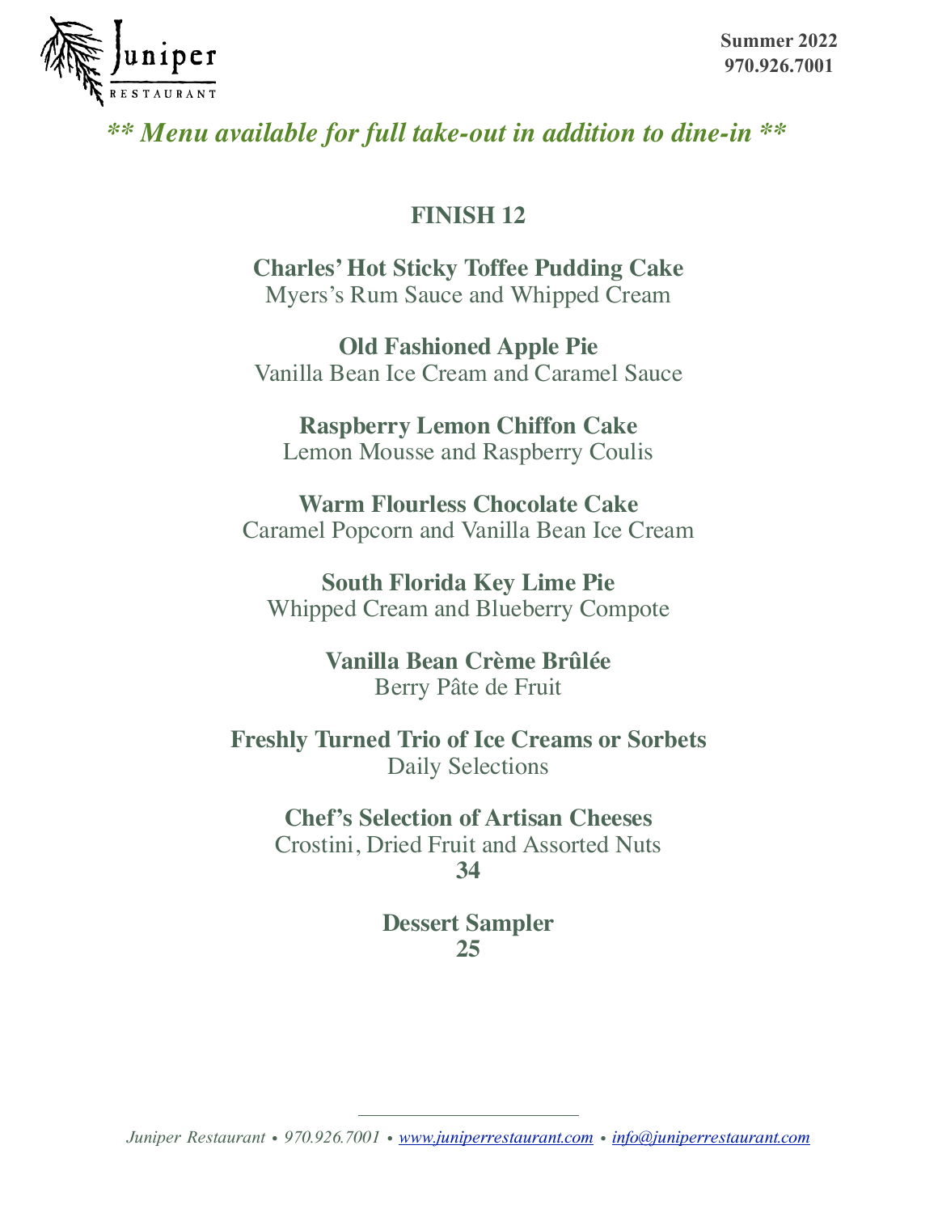Juniper

RESTAURANT

**Summer 2022**
**970.926.7001**

***** Menu available for full take-out in addition to dine-in *****

## FINISH 12

**Charles' Hot Sticky Toffee Pudding Cake**
Myers's Rum Sauce and Whipped Cream

**Old Fashioned Apple Pie**
Vanilla Bean Ice Cream and Caramel Sauce

**Raspberry Lemon Chiffon Cake**
Lemon Mousse and Raspberry Coulis

**Warm Flourless Chocolate Cake**
Caramel Popcorn and Vanilla Bean Ice Cream

**South Florida Key Lime Pie**
Whipped Cream and Blueberry Compote

**Vanilla Bean Crème Brûlée**
Berry Pâte de Fruit

**Freshly Turned Trio of Ice Creams or Sorbets**
Daily Selections

**Chef's Selection of Artisan Cheeses**
Crostini, Dried Fruit and Assorted Nuts
**34**

**Dessert Sampler**
**25**

*Juniper Restaurant • 970.926.7001 • www.juniperrestaurant.com • info@juniperrestaurant.com*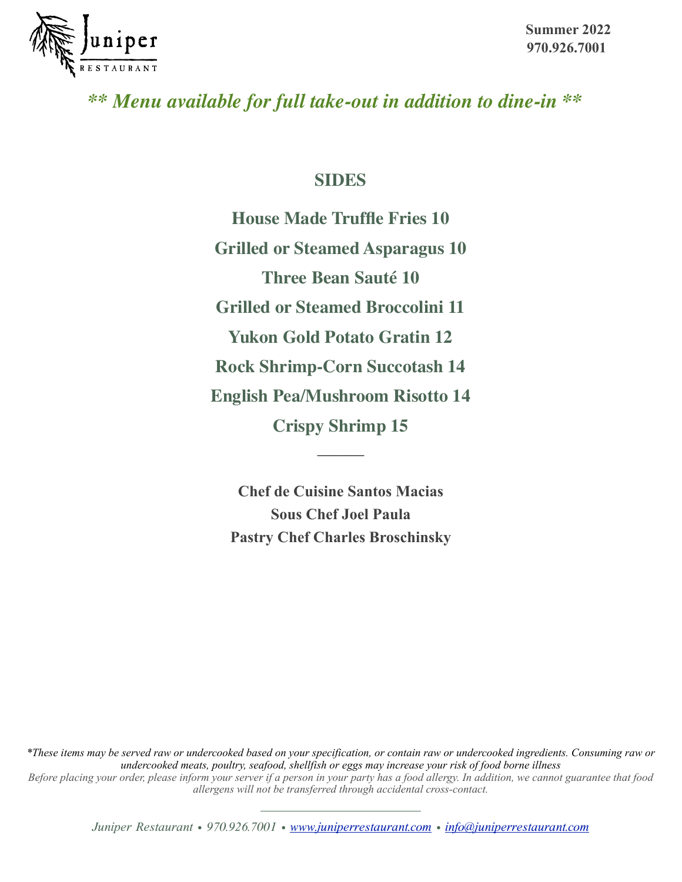Juniper RESTAURANT

**Summer 2022**
**970.926.7001**

***\*\* Menu available for full take-out in addition to dine-in \*\****

## SIDES

**House Made Truffle Fries 10**

**Grilled or Steamed Asparagus 10**

**Three Bean Sauté 10**

**Grilled or Steamed Broccolini 11**

**Yukon Gold Potato Gratin 12**

**Rock Shrimp-Corn Succotash 14**

**English Pea/Mushroom Risotto 14**

**Crispy Shrimp 15**

---

**Chef de Cuisine Santos Macias**
**Sous Chef Joel Paula**
**Pastry Chef Charles Broschinsky**

*\*These items may be served raw or undercooked based on your specification, or contain raw or undercooked ingredients. Consuming raw or undercooked meats, poultry, seafood, shellfish or eggs may increase your risk of food borne illness*
*Before placing your order, please inform your server if a person in your party has a food allergy. In addition, we cannot guarantee that food allergens will not be transferred through accidental cross-contact.*

---

*Juniper Restaurant • 970.926.7001 • www.juniperrestaurant.com • info@juniperrestaurant.com*